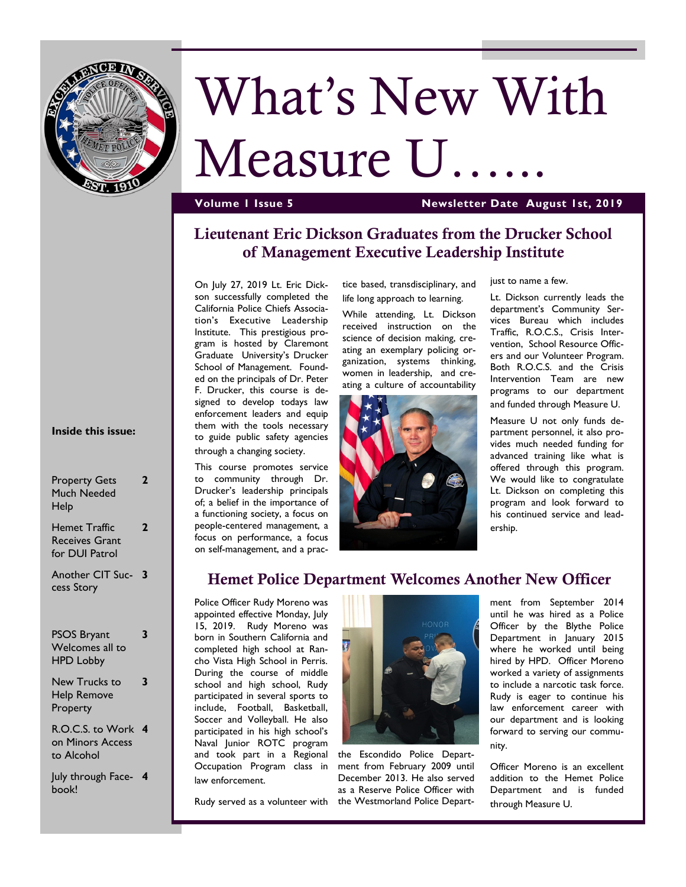# What's New With Measure U……

**Volume I Issue 5** **Newsletter Date August 1st, 2019**

**Inside this issue:**

| | |
|---|---|
| Property Gets Much Needed Help | 2 |
| Hemet Traffic Receives Grant for DUI Patrol | 2 |
| Another CIT Success Story | 3 |
| PSOS Bryant Welcomes all to HPD Lobby | 3 |
| New Trucks to Help Remove Property | 3 |
| R.O.C.S. to Work on Minors Access to Alcohol | 4 |
| July through Facebook! | 4 |

## Lieutenant Eric Dickson Graduates from the Drucker School of Management Executive Leadership Institute

On July 27, 2019 Lt. Eric Dickson successfully completed the California Police Chiefs Association's Executive Leadership Institute. This prestigious program is hosted by Claremont Graduate University's Drucker School of Management. Founded on the principals of Dr. Peter F. Drucker, this course is designed to develop todays law enforcement leaders and equip them with the tools necessary to guide public safety agencies through a changing society.

This course promotes service to community through Dr. Drucker's leadership principals of; a belief in the importance of a functioning society, a focus on people-centered management, a focus on performance, a focus on self-management, and a practice based, transdisciplinary, and life long approach to learning.

While attending, Lt. Dickson received instruction on the science of decision making, creating an exemplary policing organization, systems thinking, women in leadership, and creating a culture of accountability just to name a few.

Lt. Dickson currently leads the department's Community Services Bureau which includes Traffic, R.O.C.S., Crisis Intervention, School Resource Officers and our Volunteer Program. Both R.O.C.S. and the Crisis Intervention Team are new programs to our department and funded through Measure U.

Measure U not only funds department personnel, it also provides much needed funding for advanced training like what is offered through this program. We would like to congratulate Lt. Dickson on completing this program and look forward to his continued service and leadership.

## Hemet Police Department Welcomes Another New Officer

Police Officer Rudy Moreno was appointed effective Monday, July 15, 2019. Rudy Moreno was born in Southern California and completed high school at Rancho Vista High School in Perris. During the course of middle school and high school, Rudy participated in several sports to include, Football, Basketball, Soccer and Volleyball. He also participated in his high school's Naval Junior ROTC program and took part in a Regional Occupation Program class in law enforcement.

Rudy served as a volunteer with the Escondido Police Department from February 2009 until December 2013. He also served as a Reserve Police Officer with the Westmorland Police Department from September 2014 until he was hired as a Police Officer by the Blythe Police Department in January 2015 where he worked until being hired by HPD. Officer Moreno worked a variety of assignments to include a narcotic task force. Rudy is eager to continue his law enforcement career with our department and is looking forward to serving our community.

Officer Moreno is an excellent addition to the Hemet Police Department and is funded through Measure U.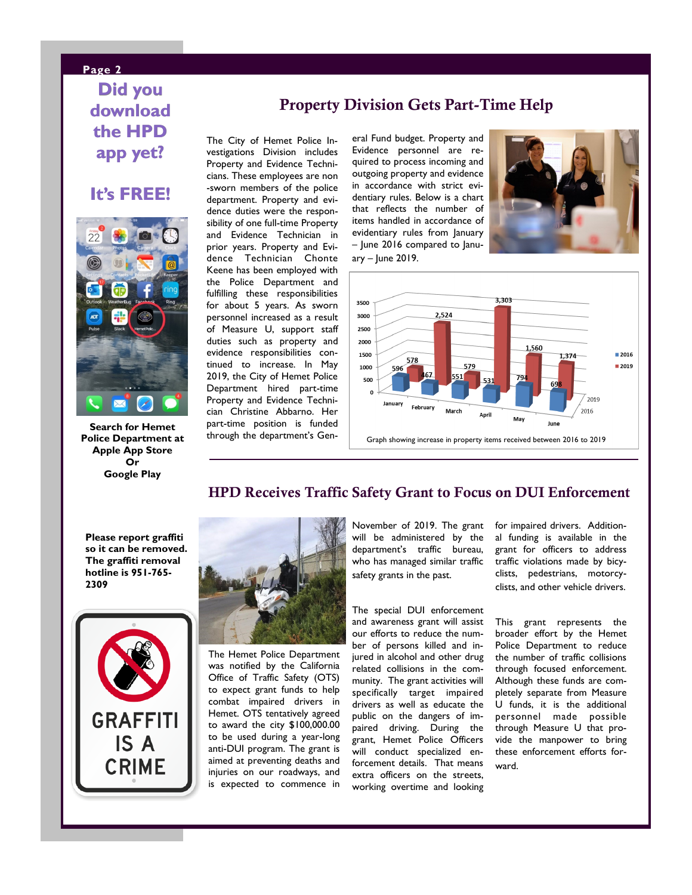## Did you download the HPD app yet?

## It's FREE!

**Search for Hemet Police Department at Apple App Store Or Google Play**

## Property Division Gets Part-Time Help

The City of Hemet Police Investigations Division includes Property and Evidence Technicians. These employees are non-sworn members of the police department. Property and evidence duties were the responsibility of one full-time Property and Evidence Technician in prior years. Property and Evidence Technician Chonte Keene has been employed with the Police Department and fulfilling these responsibilities for about 5 years. As sworn personnel increased as a result of Measure U, support staff duties such as property and evidence responsibilities continued to increase. In May 2019, the City of Hemet Police Department hired part-time Property and Evidence Technician Christine Abbarno. Her part-time position is funded through the department's General Fund budget. Property and Evidence personnel are required to process incoming and outgoing property and evidence in accordance with strict evidentiary rules. Below is a chart that reflects the number of items handled in accordance of evidentiary rules from January – June 2016 compared to January – June 2019.

| Month | 2016 | 2019 |
|---|---|---|
| January | 596 | 578 |
| February | 467 | 2,524 |
| March | 551 | 579 |
| April | 531 | 3,303 |
| May | 794 | 1,560 |
| June | 698 | 1,374 |

Graph showing increase in property items received between 2016 to 2019

## HPD Receives Traffic Safety Grant to Focus on DUI Enforcement

**Please report graffiti so it can be removed. The graffiti removal hotline is 951-765-2309**

GRAFFITI IS A CRIME

The Hemet Police Department was notified by the California Office of Traffic Safety (OTS) to expect grant funds to help combat impaired drivers in Hemet. OTS tentatively agreed to award the city $100,000.00 to be used during a year-long anti-DUI program. The grant is aimed at preventing deaths and injuries on our roadways, and is expected to commence in November of 2019. The grant will be administered by the department's traffic bureau, who has managed similar traffic safety grants in the past.

The special DUI enforcement and awareness grant will assist our efforts to reduce the number of persons killed and injured in alcohol and other drug related collisions in the community. The grant activities will specifically target impaired drivers as well as educate the public on the dangers of impaired driving. During the grant, Hemet Police Officers will conduct specialized enforcement details. That means extra officers on the streets, working overtime and looking for impaired drivers. Additional funding is available in the grant for officers to address traffic violations made by bicyclists, pedestrians, motorcyclists, and other vehicle drivers.

This grant represents the broader effort by the Hemet Police Department to reduce the number of traffic collisions through focused enforcement. Although these funds are completely separate from Measure U funds, it is the additional personnel made possible through Measure U that provide the manpower to bring these enforcement efforts forward.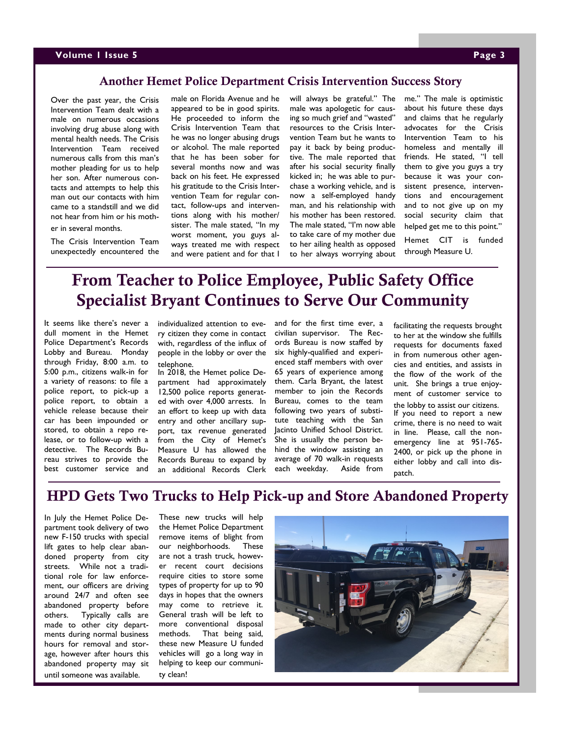## Another Hemet Police Department Crisis Intervention Success Story

Over the past year, the Crisis Intervention Team dealt with a male on numerous occasions involving drug abuse along with mental health needs. The Crisis Intervention Team received numerous calls from this man's mother pleading for us to help her son. After numerous contacts and attempts to help this man out our contacts with him came to a standstill and we did not hear from him or his mother in several months.

The Crisis Intervention Team unexpectedly encountered the male on Florida Avenue and he appeared to be in good spirits. He proceeded to inform the Crisis Intervention Team that he was no longer abusing drugs or alcohol. The male reported that he has been sober for several months now and was back on his feet. He expressed his gratitude to the Crisis Intervention Team for regular contact, follow-ups and interventions along with his mother/ sister. The male stated, "In my worst moment, you guys always treated me with respect and were patient and for that I will always be grateful." The male was apologetic for causing so much grief and "wasted" resources to the Crisis Intervention Team but he wants to pay it back by being productive. The male reported that after his social security finally kicked in; he was able to purchase a working vehicle, and is now a self-employed handy man, and his relationship with his mother has been restored. The male stated, "I'm now able to take care of my mother due to her ailing health as opposed to her always worrying about me." The male is optimistic about his future these days and claims that he regularly advocates for the Crisis Intervention Team to his homeless and mentally ill friends. He stated, "I tell them to give you guys a try because it was your consistent presence, interventions and encouragement and to not give up on my social security claim that helped get me to this point."

Hemet CIT is funded through Measure U.

# From Teacher to Police Employee, Public Safety Office Specialist Bryant Continues to Serve Our Community

It seems like there's never a dull moment in the Hemet Police Department's Records Lobby and Bureau. Monday through Friday, 8:00 a.m. to 5:00 p.m., citizens walk-in for a variety of reasons: to file a police report, to pick-up a police report, to obtain a vehicle release because their car has been impounded or stored, to obtain a repo release, or to follow-up with a detective. The Records Bureau strives to provide the best customer service and individualized attention to every citizen they come in contact with, regardless of the influx of people in the lobby or over the telephone.

In 2018, the Hemet police Department had approximately 12,500 police reports generated with over 4,000 arrests. In an effort to keep up with data entry and other ancillary support, tax revenue generated from the City of Hemet's Measure U has allowed the Records Bureau to expand by an additional Records Clerk and for the first time ever, a civilian supervisor. The Records Bureau is now staffed by six highly-qualified and experienced staff members with over 65 years of experience among them. Carla Bryant, the latest member to join the Records Bureau, comes to the team following two years of substitute teaching with the San Jacinto Unified School District. She is usually the person behind the window assisting an average of 70 walk-in requests each weekday. Aside from facilitating the requests brought to her at the window she fulfills requests for documents faxed in from numerous other agencies and entities, and assists in the flow of the work of the unit. She brings a true enjoyment of customer service to the lobby to assist our citizens.

If you need to report a new crime, there is no need to wait in line. Please, call the non-emergency line at 951-765-2400, or pick up the phone in either lobby and call into dispatch.

## HPD Gets Two Trucks to Help Pick-up and Store Abandoned Property

In July the Hemet Police Department took delivery of two new F-150 trucks with special lift gates to help clear abandoned property from city streets. While not a traditional role for law enforcement, our officers are driving around 24/7 and often see abandoned property before others. Typically calls are made to other city departments during normal business hours for removal and storage, however after hours this abandoned property may sit until someone was available.

These new trucks will help the Hemet Police Department remove items of blight from our neighborhoods. These are not a trash truck, however recent court decisions require cities to store some types of property for up to 90 days in hopes that the owners may come to retrieve it. General trash will be left to more conventional disposal methods. That being said, these new Measure U funded vehicles will go a long way in helping to keep our community clean!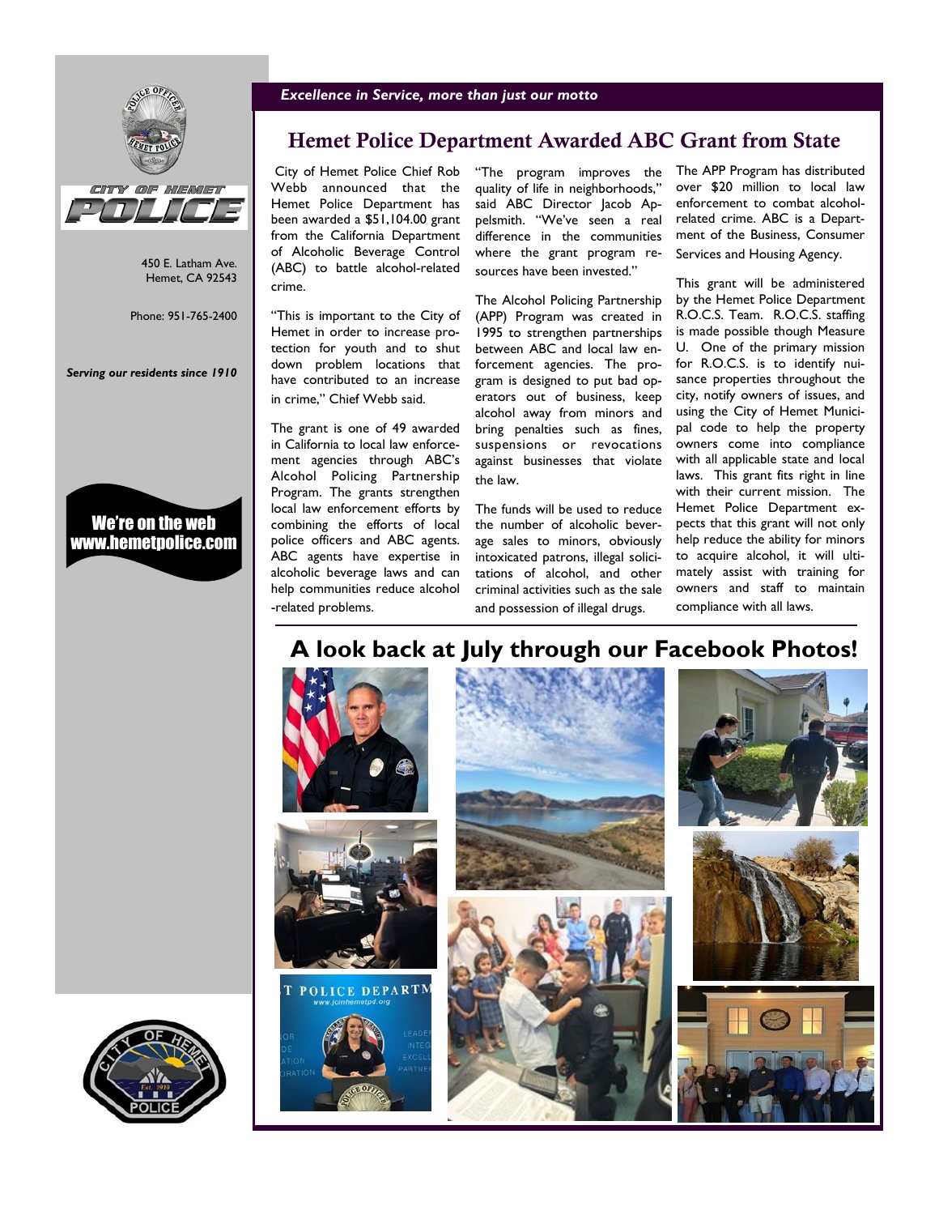*Excellence in Service, more than just our motto*

450 E. Latham Ave.
Hemet, CA 92543

Phone: 951-765-2400

***Serving our residents since 1910***

**We're on the web**
**www.hemetpolice.com**

# Hemet Police Department Awarded ABC Grant from State

City of Hemet Police Chief Rob Webb announced that the Hemet Police Department has been awarded a $51,104.00 grant from the California Department of Alcoholic Beverage Control (ABC) to battle alcohol-related crime.

"This is important to the City of Hemet in order to increase protection for youth and to shut down problem locations that have contributed to an increase in crime," Chief Webb said.

The grant is one of 49 awarded in California to local law enforcement agencies through ABC's Alcohol Policing Partnership Program. The grants strengthen local law enforcement efforts by combining the efforts of local police officers and ABC agents. ABC agents have expertise in alcoholic beverage laws and can help communities reduce alcohol-related problems.

"The program improves the quality of life in neighborhoods," said ABC Director Jacob Appelsmith. "We've seen a real difference in the communities where the grant program resources have been invested."

The Alcohol Policing Partnership (APP) Program was created in 1995 to strengthen partnerships between ABC and local law enforcement agencies. The program is designed to put bad operators out of business, keep alcohol away from minors and bring penalties such as fines, suspensions or revocations against businesses that violate the law.

The funds will be used to reduce the number of alcoholic beverage sales to minors, obviously intoxicated patrons, illegal solicitations of alcohol, and other criminal activities such as the sale and possession of illegal drugs.

The APP Program has distributed over $20 million to local law enforcement to combat alcohol-related crime. ABC is a Department of the Business, Consumer Services and Housing Agency.

This grant will be administered by the Hemet Police Department R.O.C.S. Team. R.O.C.S. staffing is made possible though Measure U. One of the primary mission for R.O.C.S. is to identify nuisance properties throughout the city, notify owners of issues, and using the City of Hemet Municipal code to help the property owners come into compliance with all applicable state and local laws. This grant fits right in line with their current mission. The Hemet Police Department expects that this grant will not only help reduce the ability for minors to acquire alcohol, it will ultimately assist with training for owners and staff to maintain compliance with all laws.

## A look back at July through our Facebook Photos!